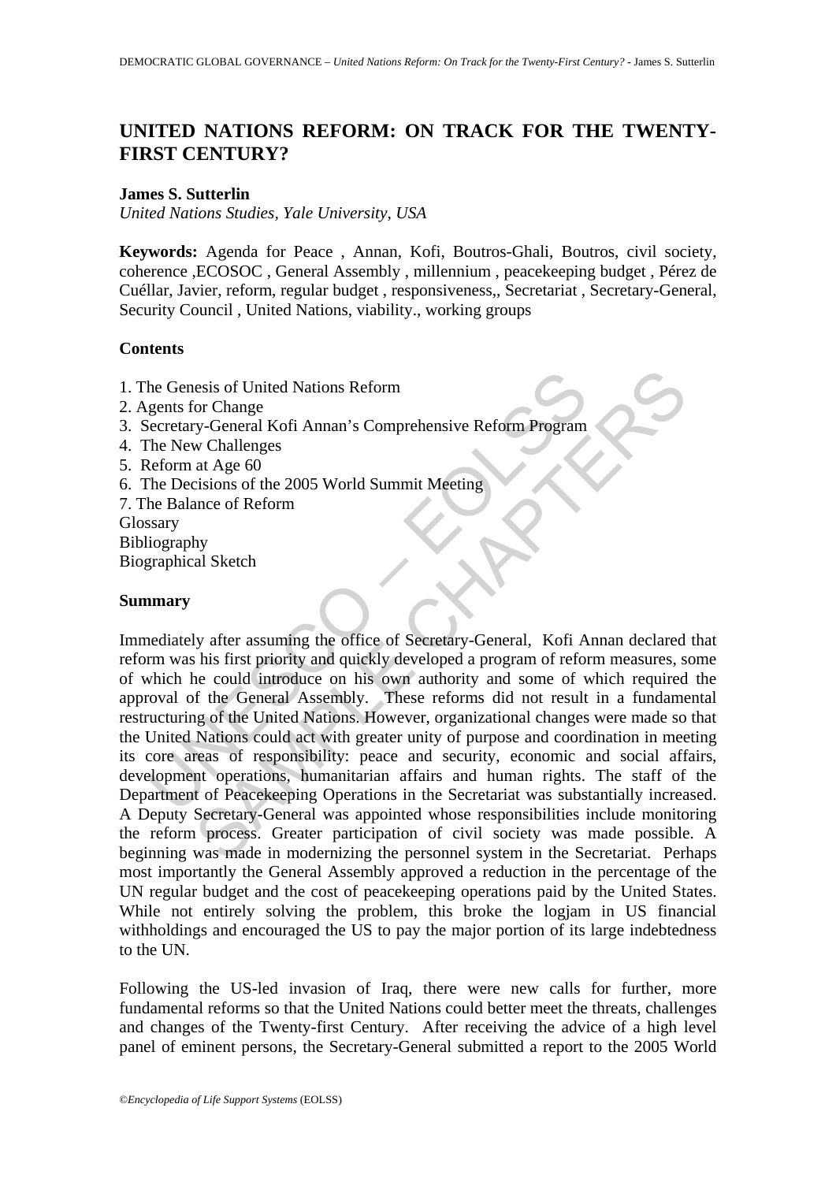# UNITED NATIONS REFORM: ON TRACK FOR THE TWENTY-FIRST CENTURY?

**James S. Sutterlin**

*United Nations Studies, Yale University, USA*

**Keywords:** Agenda for Peace , Annan, Kofi, Boutros-Ghali, Boutros, civil society, coherence ,ECOSOC , General Assembly , millennium , peacekeeping budget , Pérez de Cuéllar, Javier, reform, regular budget , responsiveness,, Secretariat , Secretary-General, Security Council , United Nations, viability., working groups

## Contents

1. The Genesis of United Nations Reform
2. Agents for Change
3. Secretary-General Kofi Annan's Comprehensive Reform Program
4. The New Challenges
5. Reform at Age 60
6. The Decisions of the 2005 World Summit Meeting
7. The Balance of Reform

Glossary
Bibliography
Biographical Sketch

## Summary

Immediately after assuming the office of Secretary-General, Kofi Annan declared that reform was his first priority and quickly developed a program of reform measures, some of which he could introduce on his own authority and some of which required the approval of the General Assembly. These reforms did not result in a fundamental restructuring of the United Nations. However, organizational changes were made so that the United Nations could act with greater unity of purpose and coordination in meeting its core areas of responsibility: peace and security, economic and social affairs, development operations, humanitarian affairs and human rights. The staff of the Department of Peacekeeping Operations in the Secretariat was substantially increased. A Deputy Secretary-General was appointed whose responsibilities include monitoring the reform process. Greater participation of civil society was made possible. A beginning was made in modernizing the personnel system in the Secretariat. Perhaps most importantly the General Assembly approved a reduction in the percentage of the UN regular budget and the cost of peacekeeping operations paid by the United States. While not entirely solving the problem, this broke the logjam in US financial withholdings and encouraged the US to pay the major portion of its large indebtedness to the UN.

Following the US-led invasion of Iraq, there were new calls for further, more fundamental reforms so that the United Nations could better meet the threats, challenges and changes of the Twenty-first Century. After receiving the advice of a high level panel of eminent persons, the Secretary-General submitted a report to the 2005 World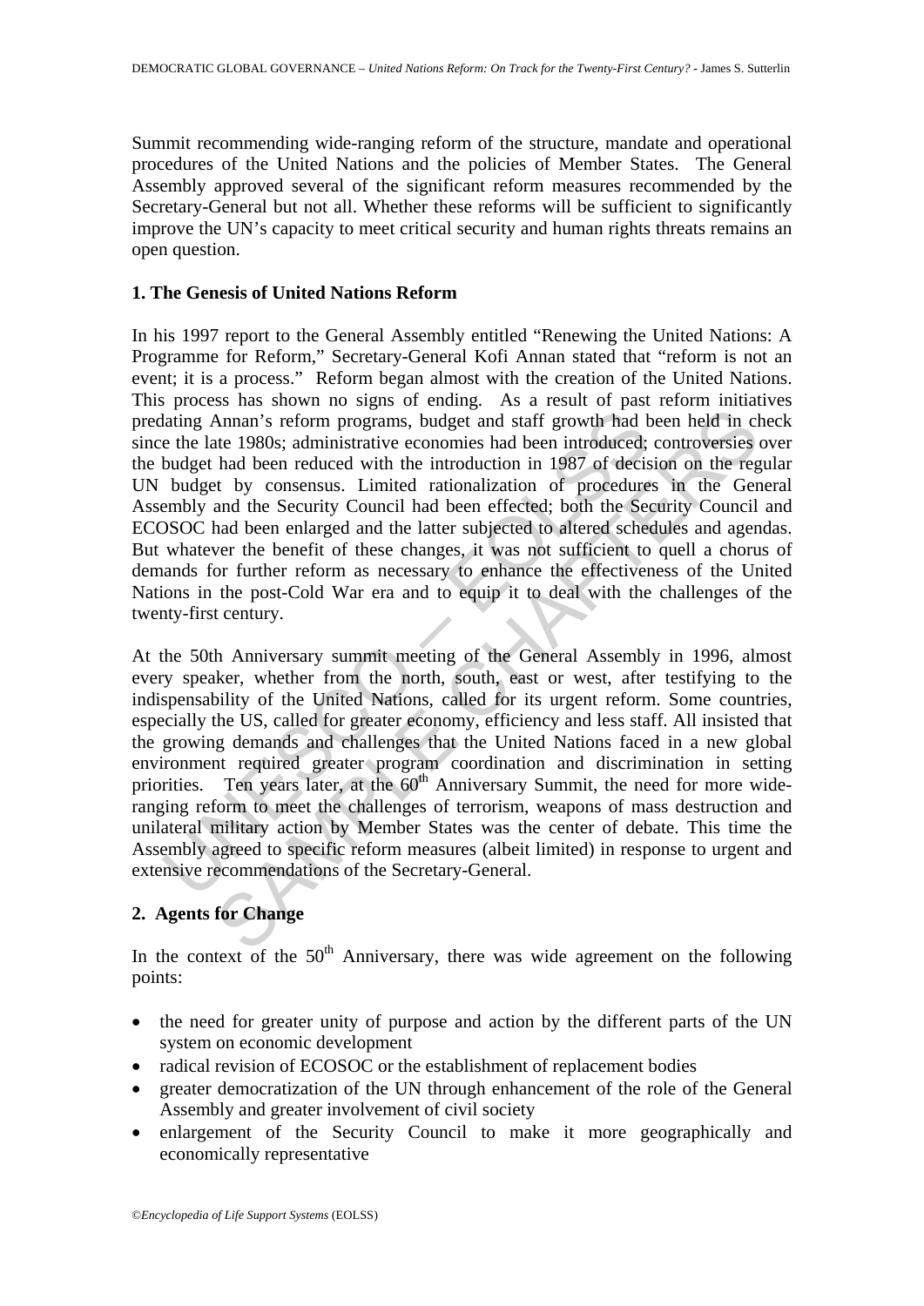Summit recommending wide-ranging reform of the structure, mandate and operational procedures of the United Nations and the policies of Member States. The General Assembly approved several of the significant reform measures recommended by the Secretary-General but not all. Whether these reforms will be sufficient to significantly improve the UN's capacity to meet critical security and human rights threats remains an open question.

## 1. The Genesis of United Nations Reform

In his 1997 report to the General Assembly entitled "Renewing the United Nations: A Programme for Reform," Secretary-General Kofi Annan stated that "reform is not an event; it is a process." Reform began almost with the creation of the United Nations. This process has shown no signs of ending. As a result of past reform initiatives predating Annan's reform programs, budget and staff growth had been held in check since the late 1980s; administrative economies had been introduced; controversies over the budget had been reduced with the introduction in 1987 of decision on the regular UN budget by consensus. Limited rationalization of procedures in the General Assembly and the Security Council had been effected; both the Security Council and ECOSOC had been enlarged and the latter subjected to altered schedules and agendas. But whatever the benefit of these changes, it was not sufficient to quell a chorus of demands for further reform as necessary to enhance the effectiveness of the United Nations in the post-Cold War era and to equip it to deal with the challenges of the twenty-first century.

At the 50th Anniversary summit meeting of the General Assembly in 1996, almost every speaker, whether from the north, south, east or west, after testifying to the indispensability of the United Nations, called for its urgent reform. Some countries, especially the US, called for greater economy, efficiency and less staff. All insisted that the growing demands and challenges that the United Nations faced in a new global environment required greater program coordination and discrimination in setting priorities. Ten years later, at the 60th Anniversary Summit, the need for more wide-ranging reform to meet the challenges of terrorism, weapons of mass destruction and unilateral military action by Member States was the center of debate. This time the Assembly agreed to specific reform measures (albeit limited) in response to urgent and extensive recommendations of the Secretary-General.

## 2. Agents for Change

In the context of the 50th Anniversary, there was wide agreement on the following points:

- the need for greater unity of purpose and action by the different parts of the UN system on economic development
- radical revision of ECOSOC or the establishment of replacement bodies
- greater democratization of the UN through enhancement of the role of the General Assembly and greater involvement of civil society
- enlargement of the Security Council to make it more geographically and economically representative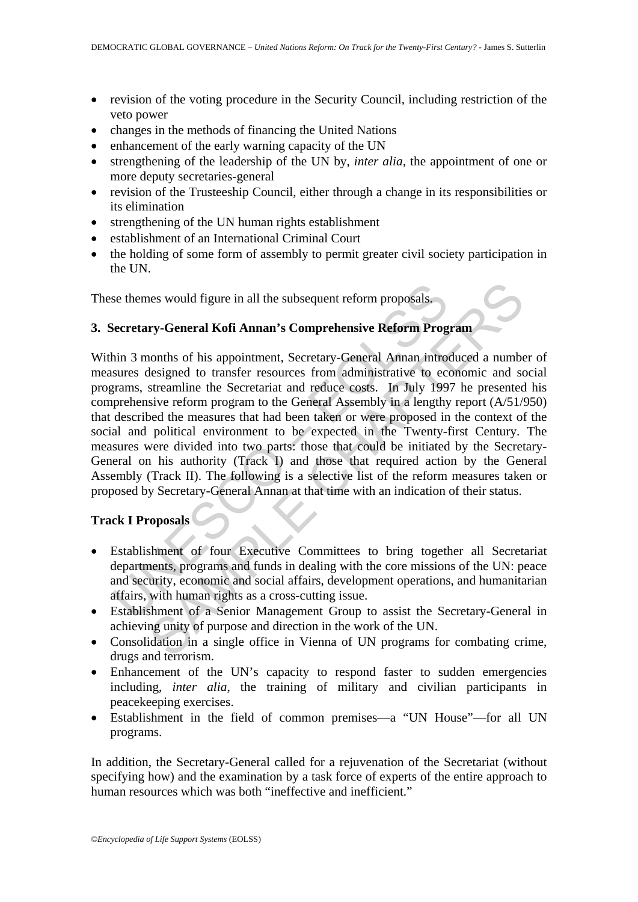- revision of the voting procedure in the Security Council, including restriction of the veto power
- changes in the methods of financing the United Nations
- enhancement of the early warning capacity of the UN
- strengthening of the leadership of the UN by, *inter alia*, the appointment of one or more deputy secretaries-general
- revision of the Trusteeship Council, either through a change in its responsibilities or its elimination
- strengthening of the UN human rights establishment
- establishment of an International Criminal Court
- the holding of some form of assembly to permit greater civil society participation in the UN.

These themes would figure in all the subsequent reform proposals.

## 3. Secretary-General Kofi Annan's Comprehensive Reform Program

Within 3 months of his appointment, Secretary-General Annan introduced a number of measures designed to transfer resources from administrative to economic and social programs, streamline the Secretariat and reduce costs. In July 1997 he presented his comprehensive reform program to the General Assembly in a lengthy report (A/51/950) that described the measures that had been taken or were proposed in the context of the social and political environment to be expected in the Twenty-first Century. The measures were divided into two parts: those that could be initiated by the Secretary-General on his authority (Track I) and those that required action by the General Assembly (Track II). The following is a selective list of the reform measures taken or proposed by Secretary-General Annan at that time with an indication of their status.

### Track I Proposals

- Establishment of four Executive Committees to bring together all Secretariat departments, programs and funds in dealing with the core missions of the UN: peace and security, economic and social affairs, development operations, and humanitarian affairs, with human rights as a cross-cutting issue.
- Establishment of a Senior Management Group to assist the Secretary-General in achieving unity of purpose and direction in the work of the UN.
- Consolidation in a single office in Vienna of UN programs for combating crime, drugs and terrorism.
- Enhancement of the UN's capacity to respond faster to sudden emergencies including, *inter alia*, the training of military and civilian participants in peacekeeping exercises.
- Establishment in the field of common premises—a "UN House"—for all UN programs.

In addition, the Secretary-General called for a rejuvenation of the Secretariat (without specifying how) and the examination by a task force of experts of the entire approach to human resources which was both "ineffective and inefficient."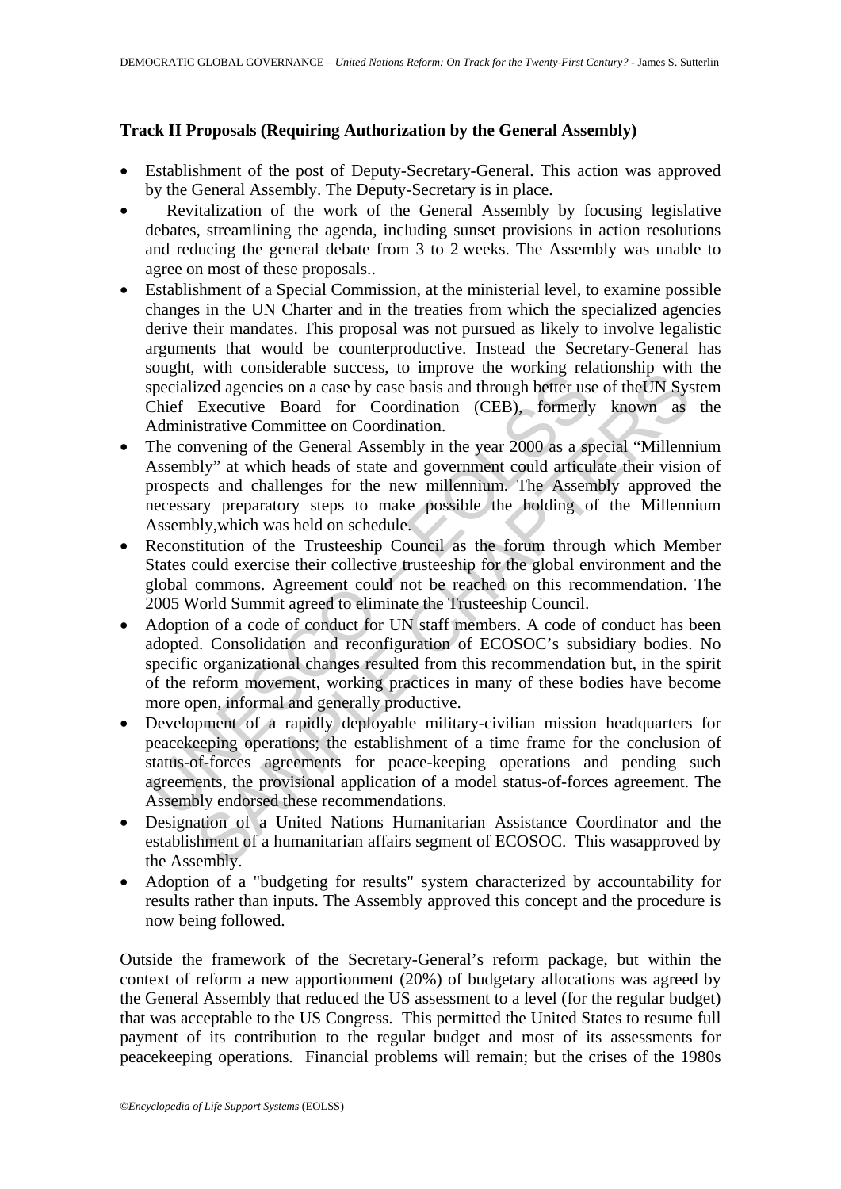### Track II Proposals (Requiring Authorization by the General Assembly)

- Establishment of the post of Deputy-Secretary-General. This action was approved by the General Assembly. The Deputy-Secretary is in place.
- Revitalization of the work of the General Assembly by focusing legislative debates, streamlining the agenda, including sunset provisions in action resolutions and reducing the general debate from 3 to 2 weeks. The Assembly was unable to agree on most of these proposals..
- Establishment of a Special Commission, at the ministerial level, to examine possible changes in the UN Charter and in the treaties from which the specialized agencies derive their mandates. This proposal was not pursued as likely to involve legalistic arguments that would be counterproductive. Instead the Secretary-General has sought, with considerable success, to improve the working relationship with the specialized agencies on a case by case basis and through better use of theUN System Chief Executive Board for Coordination (CEB), formerly known as the Administrative Committee on Coordination.
- The convening of the General Assembly in the year 2000 as a special "Millennium Assembly" at which heads of state and government could articulate their vision of prospects and challenges for the new millennium. The Assembly approved the necessary preparatory steps to make possible the holding of the Millennium Assembly,which was held on schedule.
- Reconstitution of the Trusteeship Council as the forum through which Member States could exercise their collective trusteeship for the global environment and the global commons. Agreement could not be reached on this recommendation. The 2005 World Summit agreed to eliminate the Trusteeship Council.
- Adoption of a code of conduct for UN staff members. A code of conduct has been adopted. Consolidation and reconfiguration of ECOSOC's subsidiary bodies. No specific organizational changes resulted from this recommendation but, in the spirit of the reform movement, working practices in many of these bodies have become more open, informal and generally productive.
- Development of a rapidly deployable military-civilian mission headquarters for peacekeeping operations; the establishment of a time frame for the conclusion of status-of-forces agreements for peace-keeping operations and pending such agreements, the provisional application of a model status-of-forces agreement. The Assembly endorsed these recommendations.
- Designation of a United Nations Humanitarian Assistance Coordinator and the establishment of a humanitarian affairs segment of ECOSOC. This wasapproved by the Assembly.
- Adoption of a "budgeting for results" system characterized by accountability for results rather than inputs. The Assembly approved this concept and the procedure is now being followed.

Outside the framework of the Secretary-General's reform package, but within the context of reform a new apportionment (20%) of budgetary allocations was agreed by the General Assembly that reduced the US assessment to a level (for the regular budget) that was acceptable to the US Congress. This permitted the United States to resume full payment of its contribution to the regular budget and most of its assessments for peacekeeping operations. Financial problems will remain; but the crises of the 1980s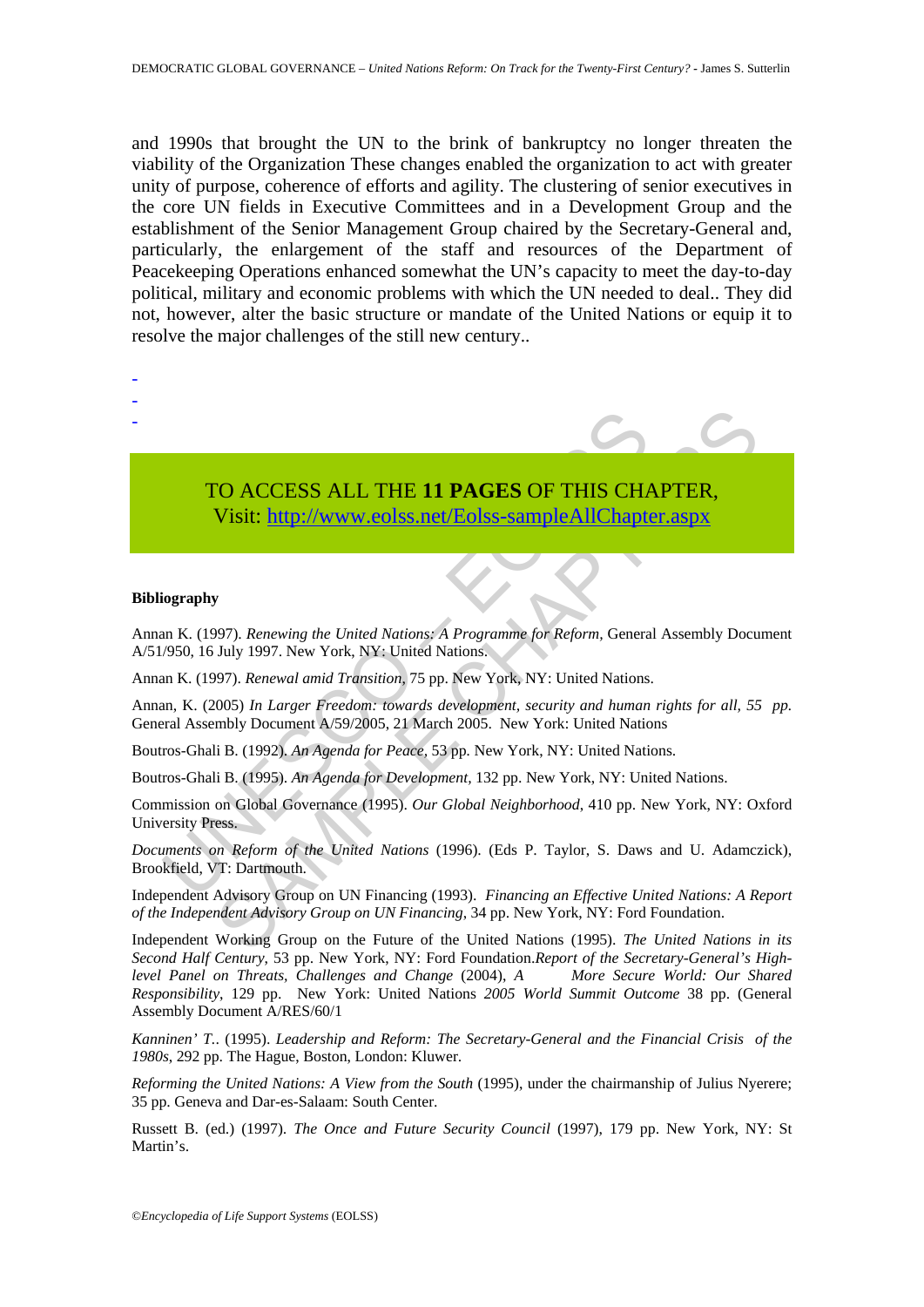and 1990s that brought the UN to the brink of bankruptcy no longer threaten the viability of the Organization These changes enabled the organization to act with greater unity of purpose, coherence of efforts and agility. The clustering of senior executives in the core UN fields in Executive Committees and in a Development Group and the establishment of the Senior Management Group chaired by the Secretary-General and, particularly, the enlargement of the staff and resources of the Department of Peacekeeping Operations enhanced somewhat the UN's capacity to meet the day-to-day political, military and economic problems with which the UN needed to deal.. They did not, however, alter the basic structure or mandate of the United Nations or equip it to resolve the major challenges of the still new century..

-
-
-

TO ACCESS ALL THE **11 PAGES** OF THIS CHAPTER,
Visit: http://www.eolss.net/Eolss-sampleAllChapter.aspx

**Bibliography**

Annan K. (1997). *Renewing the United Nations: A Programme for Reform,* General Assembly Document A/51/950, 16 July 1997. New York, NY: United Nations.

Annan K. (1997). *Renewal amid Transition,* 75 pp. New York, NY: United Nations.

Annan, K. (2005) *In Larger Freedom: towards development, security and human rights for all, 55 pp.* General Assembly Document A/59/2005, 21 March 2005. New York: United Nations

Boutros-Ghali B. (1992). *An Agenda for Peace,* 53 pp. New York, NY: United Nations.

Boutros-Ghali B. (1995). *An Agenda for Development,* 132 pp. New York, NY: United Nations.

Commission on Global Governance (1995). *Our Global Neighborhood,* 410 pp. New York, NY: Oxford University Press.

*Documents on Reform of the United Nations* (1996). (Eds P. Taylor, S. Daws and U. Adamczick), Brookfield, VT: Dartmouth.

Independent Advisory Group on UN Financing (1993). *Financing an Effective United Nations: A Report of the Independent Advisory Group on UN Financing,* 34 pp. New York, NY: Ford Foundation.

Independent Working Group on the Future of the United Nations (1995). *The United Nations in its Second Half Century,* 53 pp. New York, NY: Ford Foundation.*Report of the Secretary-General's High-level Panel on Threats, Challenges and Change* (2004), *A More Secure World: Our Shared Responsibility,* 129 pp. New York: United Nations *2005 World Summit Outcome* 38 pp. (General Assembly Document A/RES/60/1

*Kanninen' T..* (1995). *Leadership and Reform: The Secretary-General and the Financial Crisis of the 1980s,* 292 pp. The Hague, Boston, London: Kluwer.

*Reforming the United Nations: A View from the South* (1995), under the chairmanship of Julius Nyerere; 35 pp. Geneva and Dar-es-Salaam: South Center.

Russett B. (ed.) (1997). *The Once and Future Security Council* (1997), 179 pp. New York, NY: St Martin's.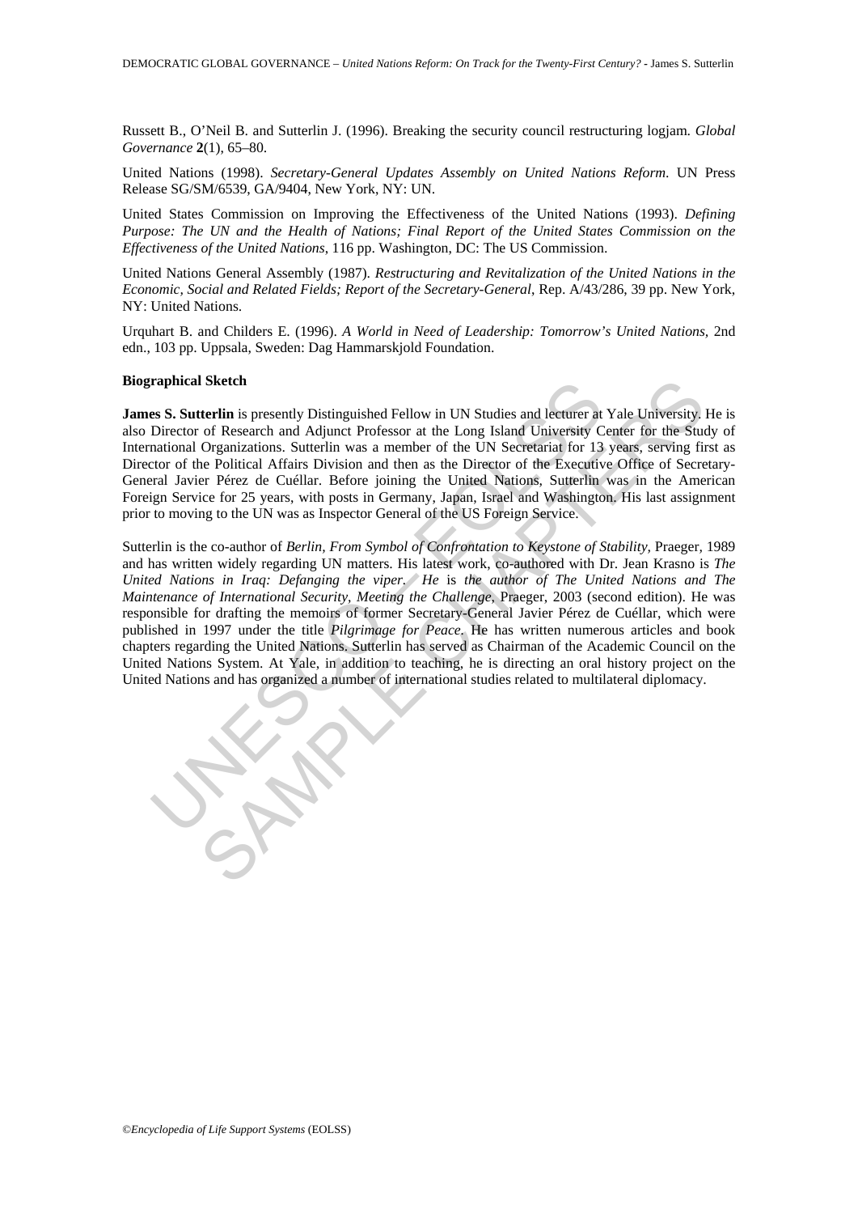Russett B., O'Neil B. and Sutterlin J. (1996). Breaking the security council restructuring logjam. *Global Governance* **2**(1), 65–80.

United Nations (1998). *Secretary-General Updates Assembly on United Nations Reform*. UN Press Release SG/SM/6539, GA/9404, New York, NY: UN.

United States Commission on Improving the Effectiveness of the United Nations (1993). *Defining Purpose: The UN and the Health of Nations; Final Report of the United States Commission on the Effectiveness of the United Nations*, 116 pp. Washington, DC: The US Commission.

United Nations General Assembly (1987). *Restructuring and Revitalization of the United Nations in the Economic, Social and Related Fields; Report of the Secretary-General*, Rep. A/43/286, 39 pp. New York, NY: United Nations.

Urquhart B. and Childers E. (1996). *A World in Need of Leadership: Tomorrow's United Nations*, 2nd edn., 103 pp. Uppsala, Sweden: Dag Hammarskjold Foundation.

**Biographical Sketch**

**James S. Sutterlin** is presently Distinguished Fellow in UN Studies and lecturer at Yale University. He is also Director of Research and Adjunct Professor at the Long Island University Center for the Study of International Organizations. Sutterlin was a member of the UN Secretariat for 13 years, serving first as Director of the Political Affairs Division and then as the Director of the Executive Office of Secretary-General Javier Pérez de Cuéllar. Before joining the United Nations, Sutterlin was in the American Foreign Service for 25 years, with posts in Germany, Japan, Israel and Washington. His last assignment prior to moving to the UN was as Inspector General of the US Foreign Service.

Sutterlin is the co-author of *Berlin, From Symbol of Confrontation to Keystone of Stability,* Praeger, 1989 and has written widely regarding UN matters. His latest work, co-authored with Dr. Jean Krasno is *The United Nations in Iraq: Defanging the viper*. *He* is *the author of The United Nations and The Maintenance of International Security, Meeting the Challenge*, Praeger, 2003 (second edition). He was responsible for drafting the memoirs of former Secretary-General Javier Pérez de Cuéllar, which were published in 1997 under the title *Pilgrimage for Peace.* He has written numerous articles and book chapters regarding the United Nations. Sutterlin has served as Chairman of the Academic Council on the United Nations System. At Yale, in addition to teaching, he is directing an oral history project on the United Nations and has organized a number of international studies related to multilateral diplomacy.